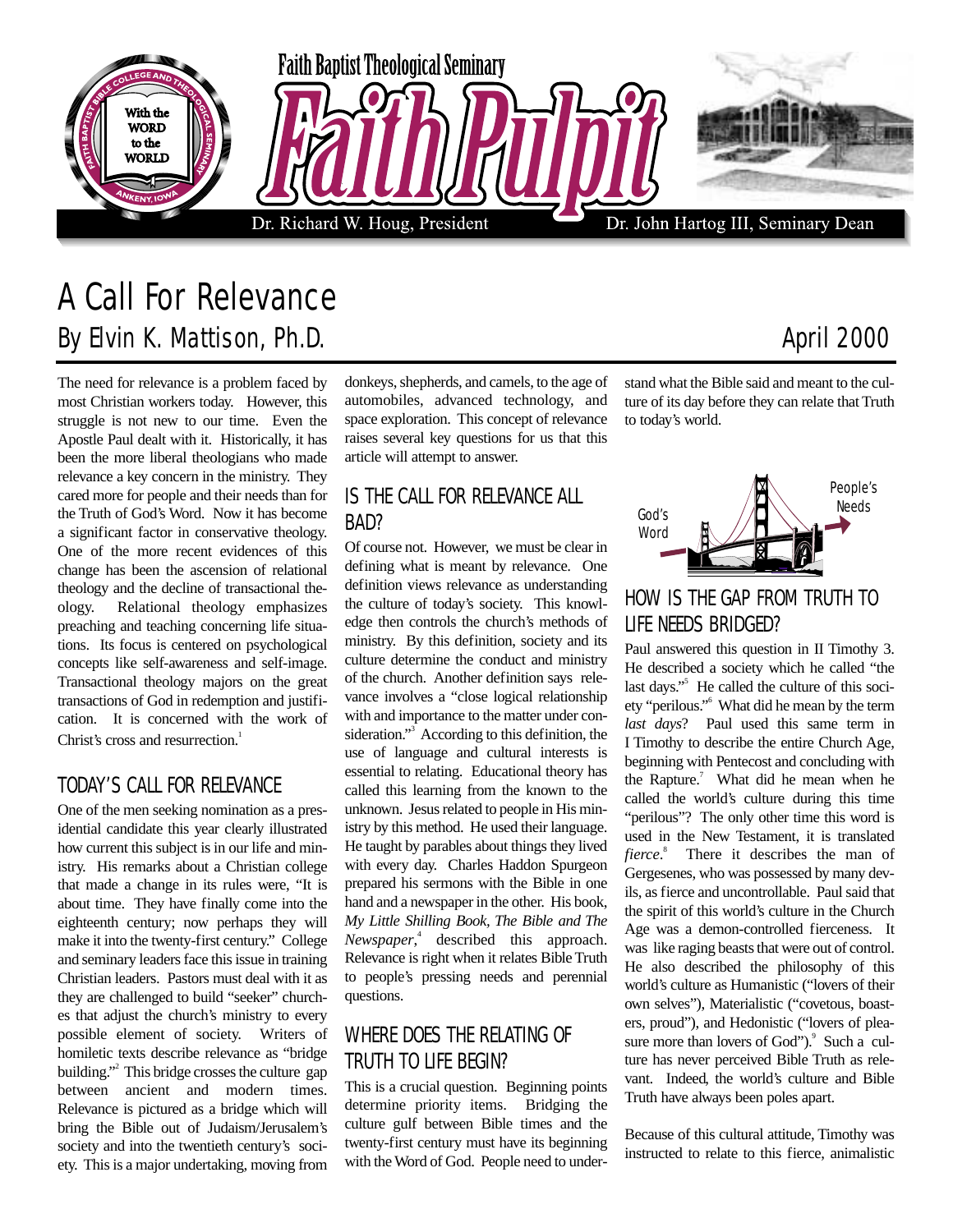Faith Baptist Theological Seminary

# Faith Pulpit

Dr. Richard W. Houg, President — Dr. John Hartog III, Seminary Dean

# A Call For Relevance

## By Elvin K. Mattison, Ph.D.

April 2000

The need for relevance is a problem faced by most Christian workers today. However, this struggle is not new to our time. Even the Apostle Paul dealt with it. Historically, it has been the more liberal theologians who made relevance a key concern in the ministry. They cared more for people and their needs than for the Truth of God's Word. Now it has become a significant factor in conservative theology. One of the more recent evidences of this change has been the ascension of relational theology and the decline of transactional theology. Relational theology emphasizes preaching and teaching concerning life situations. Its focus is centered on psychological concepts like self-awareness and self-image. Transactional theology majors on the great transactions of God in redemption and justification. It is concerned with the work of Christ's cross and resurrection.[1]

### TODAY'S CALL FOR RELEVANCE

One of the men seeking nomination as a presidential candidate this year clearly illustrated how current this subject is in our life and ministry. His remarks about a Christian college that made a change in its rules were, "It is about time. They have finally come into the eighteenth century; now perhaps they will make it into the twenty-first century." College and seminary leaders face this issue in training Christian leaders. Pastors must deal with it as they are challenged to build "seeker" churches that adjust the church's ministry to every possible element of society. Writers of homiletic texts describe relevance as "bridge building."[2] This bridge crosses the culture gap between ancient and modern times. Relevance is pictured as a bridge which will bring the Bible out of Judaism/Jerusalem's society and into the twentieth century's society. This is a major undertaking, moving from donkeys, shepherds, and camels, to the age of automobiles, advanced technology, and space exploration. This concept of relevance raises several key questions for us that this article will attempt to answer.

### IS THE CALL FOR RELEVANCE ALL BAD?

Of course not. However, we must be clear in defining what is meant by relevance. One definition views relevance as understanding the culture of today's society. This knowledge then controls the church's methods of ministry. By this definition, society and its culture determine the conduct and ministry of the church. Another definition says relevance involves a "close logical relationship with and importance to the matter under consideration."[3] According to this definition, the use of language and cultural interests is essential to relating. Educational theory has called this learning from the known to the unknown. Jesus related to people in His ministry by this method. He used their language. He taught by parables about things they lived with every day. Charles Haddon Spurgeon prepared his sermons with the Bible in one hand and a newspaper in the other. His book, *My Little Shilling Book, The Bible and The Newspaper*,[4] described this approach. Relevance is right when it relates Bible Truth to people's pressing needs and perennial questions.

### WHERE DOES THE RELATING OF TRUTH TO LIFE BEGIN?

This is a crucial question. Beginning points determine priority items. Bridging the culture gulf between Bible times and the twenty-first century must have its beginning with the Word of God. People need to understand what the Bible said and meant to the culture of its day before they can relate that Truth to today's world.

God's Word — People's Needs

### HOW IS THE GAP FROM TRUTH TO LIFE NEEDS BRIDGED?

Paul answered this question in II Timothy 3. He described a society which he called "the last days."[5] He called the culture of this society "perilous."[6] What did he mean by the term *last days*? Paul used this same term in I Timothy to describe the entire Church Age, beginning with Pentecost and concluding with the Rapture.[7] What did he mean when he called the world's culture during this time "perilous"? The only other time this word is used in the New Testament, it is translated *fierce*.[8] There it describes the man of Gergesenes, who was possessed by many devils, as fierce and uncontrollable. Paul said that the spirit of this world's culture in the Church Age was a demon-controlled fierceness. It was like raging beasts that were out of control. He also described the philosophy of this world's culture as Humanistic ("lovers of their own selves"), Materialistic ("covetous, boasters, proud"), and Hedonistic ("lovers of pleasure more than lovers of God").[9] Such a culture has never perceived Bible Truth as relevant. Indeed, the world's culture and Bible Truth have always been poles apart.

Because of this cultural attitude, Timothy was instructed to relate to this fierce, animalistic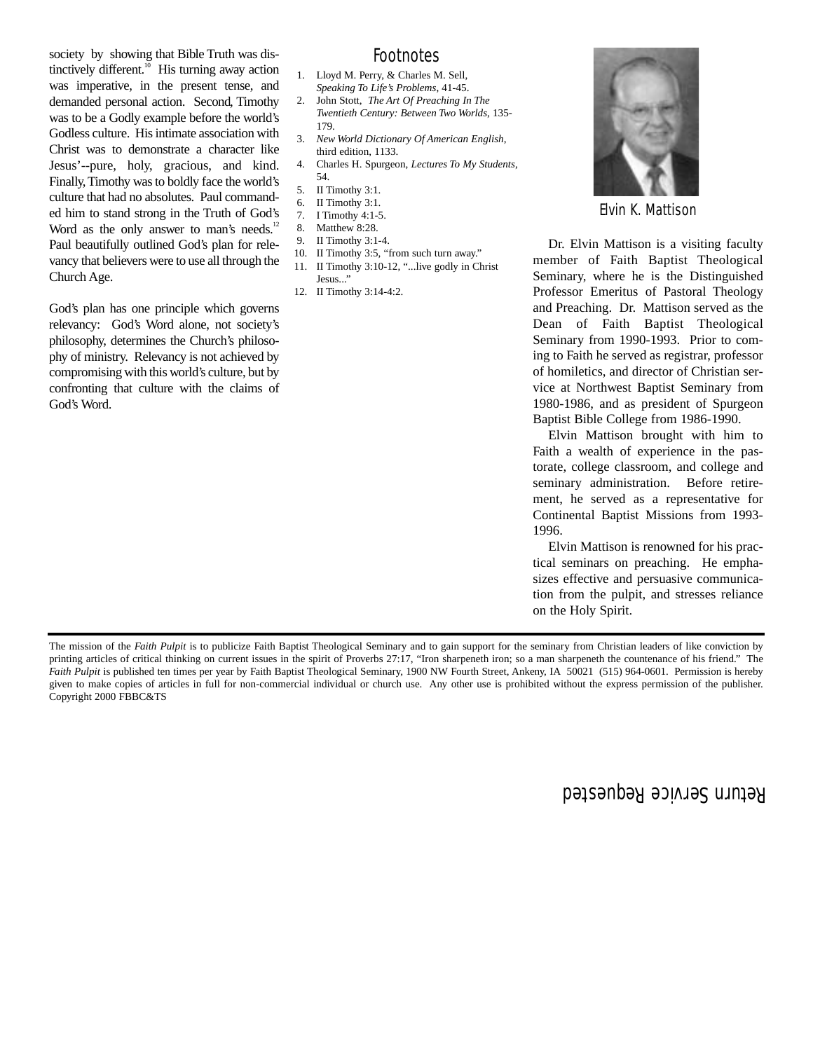society by showing that Bible Truth was distinctively different.[10] His turning away action was imperative, in the present tense, and demanded personal action. Second, Timothy was to be a Godly example before the world's Godless culture. His intimate association with Christ was to demonstrate a character like Jesus'--pure, holy, gracious, and kind. Finally, Timothy was to boldly face the world's culture that had no absolutes. Paul commanded him to stand strong in the Truth of God's Word as the only answer to man's needs.[12] Paul beautifully outlined God's plan for relevancy that believers were to use all through the Church Age.

God's plan has one principle which governs relevancy: God's Word alone, not society's philosophy, determines the Church's philosophy of ministry. Relevancy is not achieved by compromising with this world's culture, but by confronting that culture with the claims of God's Word.

## Footnotes

1. Lloyd M. Perry, & Charles M. Sell, *Speaking To Life's Problems*, 41-45.
2. John Stott, *The Art Of Preaching In The Twentieth Century: Between Two Worlds*, 135-179.
3. *New World Dictionary Of American English*, third edition, 1133.
4. Charles H. Spurgeon, *Lectures To My Students*, 54.
5. II Timothy 3:1.
6. II Timothy 3:1.
7. I Timothy 4:1-5.
8. Matthew 8:28.
9. II Timothy 3:1-4.
10. II Timothy 3:5, "from such turn away."
11. II Timothy 3:10-12, "...live godly in Christ Jesus..."
12. II Timothy 3:14-4:2.

Elvin K. Mattison

Dr. Elvin Mattison is a visiting faculty member of Faith Baptist Theological Seminary, where he is the Distinguished Professor Emeritus of Pastoral Theology and Preaching. Dr. Mattison served as the Dean of Faith Baptist Theological Seminary from 1990-1993. Prior to coming to Faith he served as registrar, professor of homiletics, and director of Christian service at Northwest Baptist Seminary from 1980-1986, and as president of Spurgeon Baptist Bible College from 1986-1990.

Elvin Mattison brought with him to Faith a wealth of experience in the pastorate, college classroom, and college and seminary administration. Before retirement, he served as a representative for Continental Baptist Missions from 1993-1996.

Elvin Mattison is renowned for his practical seminars on preaching. He emphasizes effective and persuasive communication from the pulpit, and stresses reliance on the Holy Spirit.

---

The mission of the *Faith Pulpit* is to publicize Faith Baptist Theological Seminary and to gain support for the seminary from Christian leaders of like conviction by printing articles of critical thinking on current issues in the spirit of Proverbs 27:17, "Iron sharpeneth iron; so a man sharpeneth the countenance of his friend." The *Faith Pulpit* is published ten times per year by Faith Baptist Theological Seminary, 1900 NW Fourth Street, Ankeny, IA 50021 (515) 964-0601. Permission is hereby given to make copies of articles in full for non-commercial individual or church use. Any other use is prohibited without the express permission of the publisher. Copyright 2000 FBBC&TS

Return Service Requested